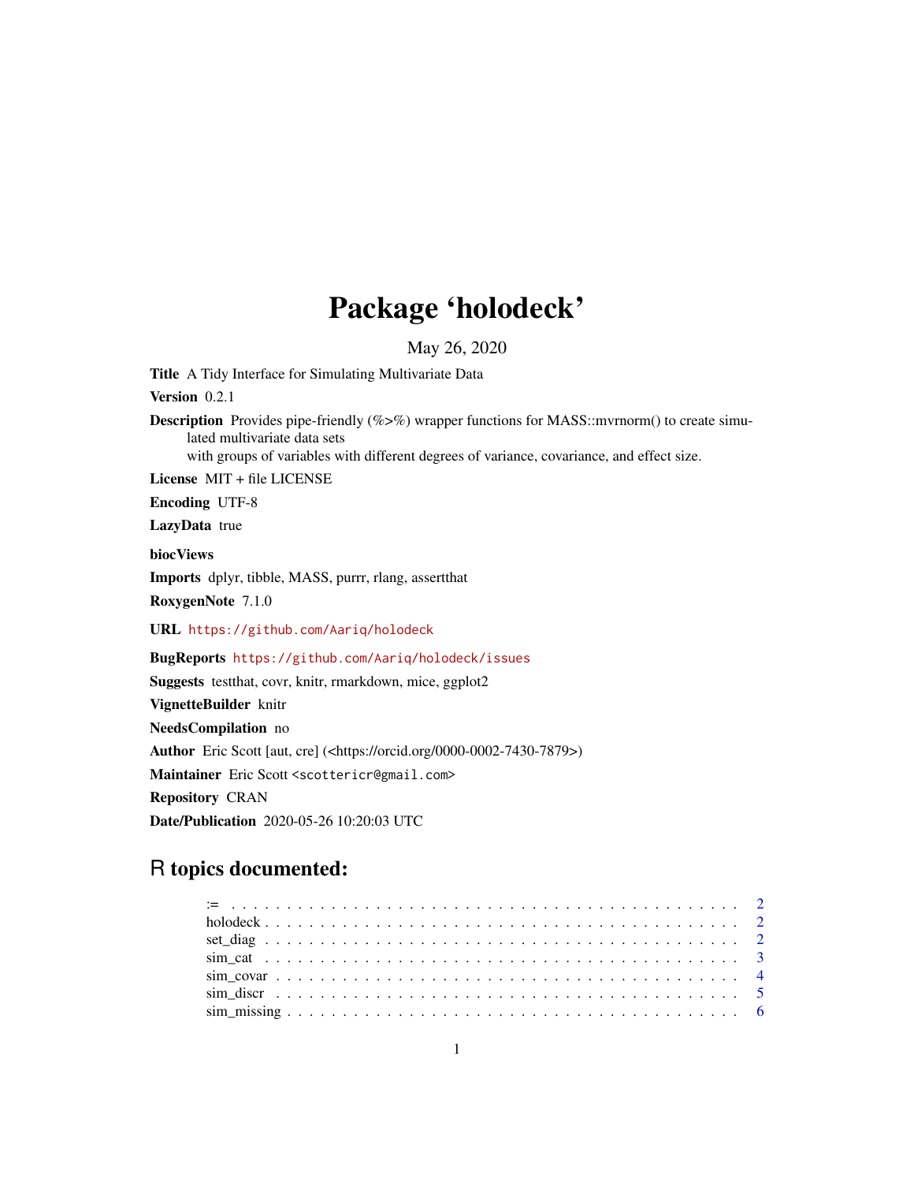# Package 'holodeck'

May 26, 2020

**Title** A Tidy Interface for Simulating Multivariate Data

**Version** 0.2.1

**Description** Provides pipe-friendly (%>%) wrapper functions for MASS::mvrnorm() to create simulated multivariate data sets
with groups of variables with different degrees of variance, covariance, and effect size.

**License** MIT + file LICENSE

**Encoding** UTF-8

**LazyData** true

**biocViews**

**Imports** dplyr, tibble, MASS, purrr, rlang, assertthat

**RoxygenNote** 7.1.0

**URL** https://github.com/Aariq/holodeck

**BugReports** https://github.com/Aariq/holodeck/issues

**Suggests** testthat, covr, knitr, rmarkdown, mice, ggplot2

**VignetteBuilder** knitr

**NeedsCompilation** no

**Author** Eric Scott [aut, cre] (<https://orcid.org/0000-0002-7430-7879>)

**Maintainer** Eric Scott <scottericr@gmail.com>

**Repository** CRAN

**Date/Publication** 2020-05-26 10:20:03 UTC

## R topics documented:

| | |
|---|---|
| := | 2 |
| holodeck | 2 |
| set_diag | 2 |
| sim_cat | 3 |
| sim_covar | 4 |
| sim_discr | 5 |
| sim_missing | 6 |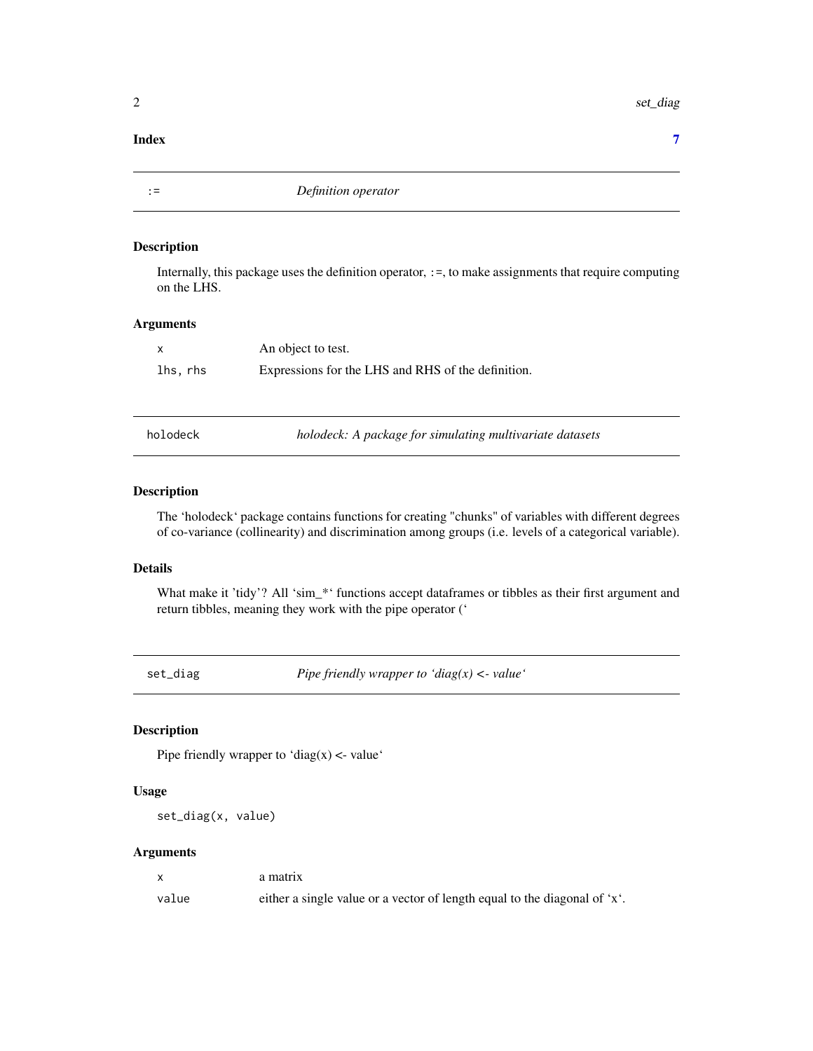**Index** **7**

---

`:=` *Definition operator*

---

### Description

Internally, this package uses the definition operator, `:=`, to make assignments that require computing on the LHS.

### Arguments

| | |
|---|---|
| `x` | An object to test. |
| `lhs, rhs` | Expressions for the LHS and RHS of the definition. |

---

`holodeck` *holodeck: A package for simulating multivariate datasets*

---

### Description

The ‘holodeck‘ package contains functions for creating "chunks" of variables with different degrees of co-variance (collinearity) and discrimination among groups (i.e. levels of a categorical variable).

### Details

What make it 'tidy'? All ‘sim_*‘ functions accept dataframes or tibbles as their first argument and return tibbles, meaning they work with the pipe operator (‘

---

`set_diag` *Pipe friendly wrapper to ‘diag(x) <- value‘*

---

### Description

Pipe friendly wrapper to ‘diag(x) <- value‘

### Usage

```
set_diag(x, value)
```

### Arguments

| | |
|---|---|
| `x` | a matrix |
| `value` | either a single value or a vector of length equal to the diagonal of ‘x‘. |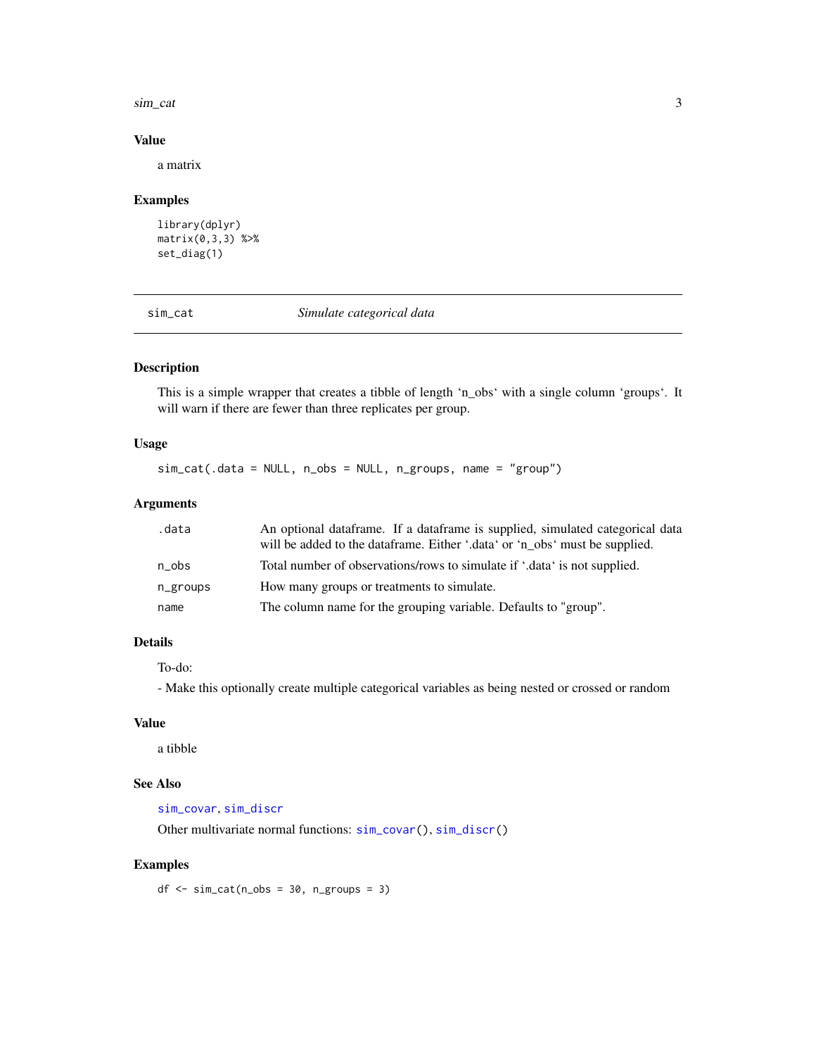## Value

a matrix

## Examples

```
library(dplyr)
matrix(0,3,3) %>%
set_diag(1)
```

---

# sim_cat *Simulate categorical data*

---

## Description

This is a simple wrapper that creates a tibble of length ‘n_obs‘ with a single column ‘groups‘. It will warn if there are fewer than three replicates per group.

## Usage

```
sim_cat(.data = NULL, n_obs = NULL, n_groups, name = "group")
```

## Arguments

| | |
|---|---|
| .data | An optional dataframe. If a dataframe is supplied, simulated categorical data will be added to the dataframe. Either ‘.data‘ or ‘n_obs‘ must be supplied. |
| n_obs | Total number of observations/rows to simulate if ‘.data‘ is not supplied. |
| n_groups | How many groups or treatments to simulate. |
| name | The column name for the grouping variable. Defaults to "group". |

## Details

To-do:

- Make this optionally create multiple categorical variables as being nested or crossed or random

## Value

a tibble

## See Also

sim_covar, sim_discr

Other multivariate normal functions: sim_covar(), sim_discr()

## Examples

```
df <- sim_cat(n_obs = 30, n_groups = 3)
```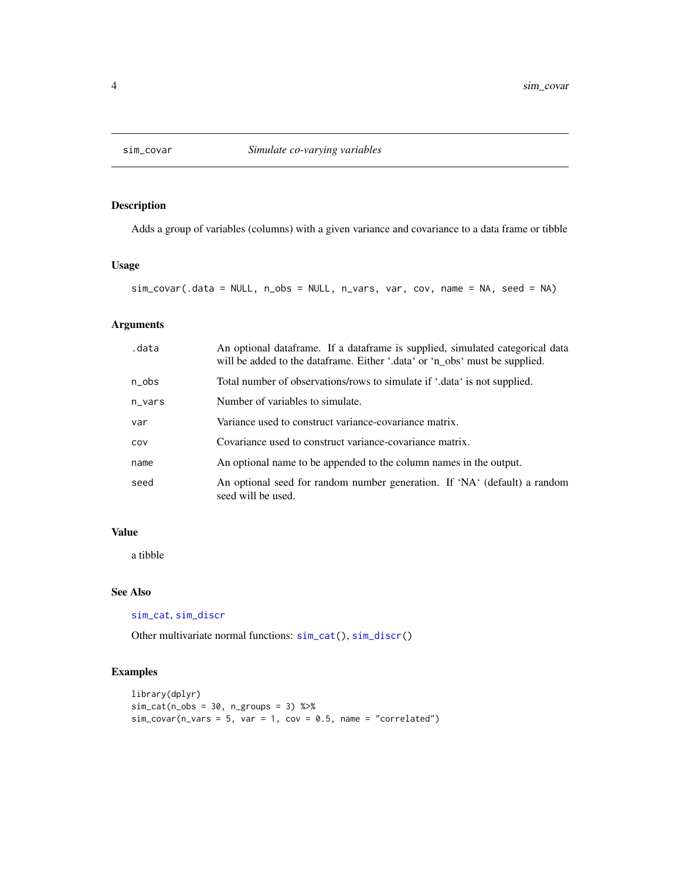## sim_covar — *Simulate co-varying variables*

### Description

Adds a group of variables (columns) with a given variance and covariance to a data frame or tibble

### Usage

```
sim_covar(.data = NULL, n_obs = NULL, n_vars, var, cov, name = NA, seed = NA)
```

### Arguments

| Argument | Description |
| --- | --- |
| .data | An optional dataframe. If a dataframe is supplied, simulated categorical data will be added to the dataframe. Either '.data' or 'n_obs' must be supplied. |
| n_obs | Total number of observations/rows to simulate if '.data' is not supplied. |
| n_vars | Number of variables to simulate. |
| var | Variance used to construct variance-covariance matrix. |
| cov | Covariance used to construct variance-covariance matrix. |
| name | An optional name to be appended to the column names in the output. |
| seed | An optional seed for random number generation. If 'NA' (default) a random seed will be used. |

### Value

a tibble

### See Also

sim_cat, sim_discr

Other multivariate normal functions: sim_cat(), sim_discr()

### Examples

```
library(dplyr)
sim_cat(n_obs = 30, n_groups = 3) %>%
sim_covar(n_vars = 5, var = 1, cov = 0.5, name = "correlated")
```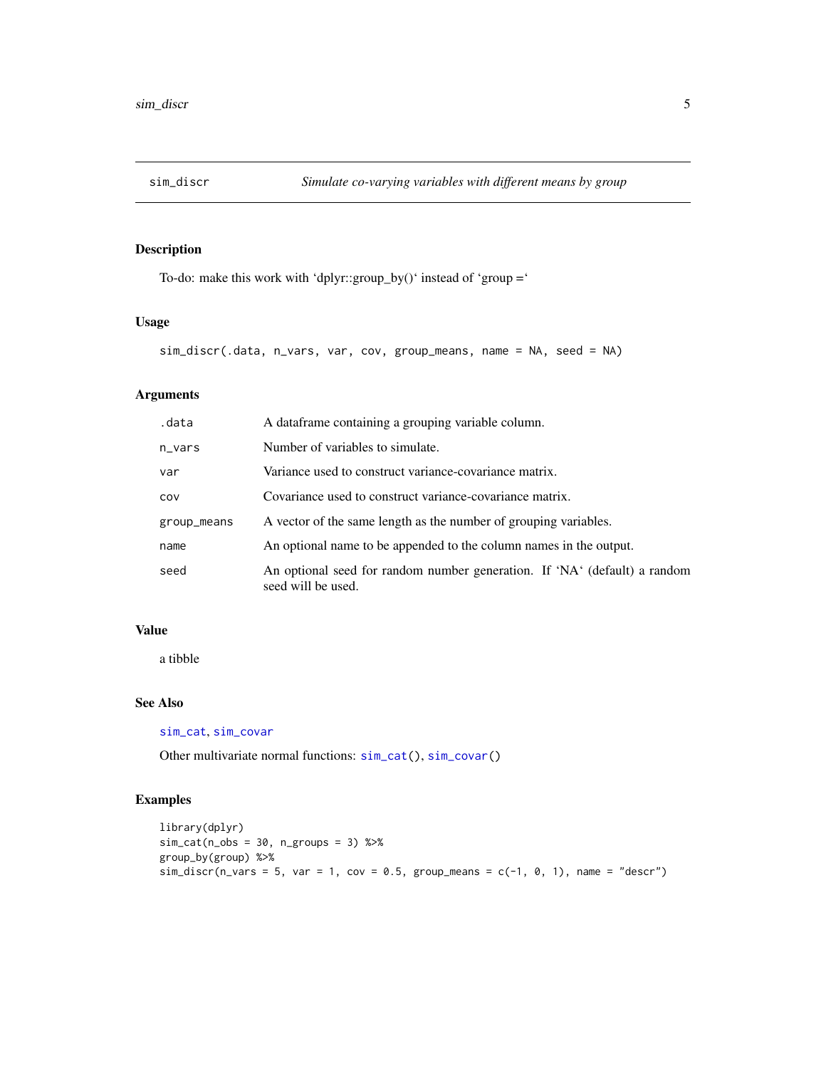## sim_discr — *Simulate co-varying variables with different means by group*

### Description

To-do: make this work with 'dplyr::group_by()' instead of 'group ='

### Usage

```
sim_discr(.data, n_vars, var, cov, group_means, name = NA, seed = NA)
```

### Arguments

| Argument | Description |
|---|---|
| `.data` | A dataframe containing a grouping variable column. |
| `n_vars` | Number of variables to simulate. |
| `var` | Variance used to construct variance-covariance matrix. |
| `cov` | Covariance used to construct variance-covariance matrix. |
| `group_means` | A vector of the same length as the number of grouping variables. |
| `name` | An optional name to be appended to the column names in the output. |
| `seed` | An optional seed for random number generation. If 'NA' (default) a random seed will be used. |

### Value

a tibble

### See Also

`sim_cat`, `sim_covar`

Other multivariate normal functions: `sim_cat()`, `sim_covar()`

### Examples

```
library(dplyr)
sim_cat(n_obs = 30, n_groups = 3) %>%
group_by(group) %>%
sim_discr(n_vars = 5, var = 1, cov = 0.5, group_means = c(-1, 0, 1), name = "descr")
```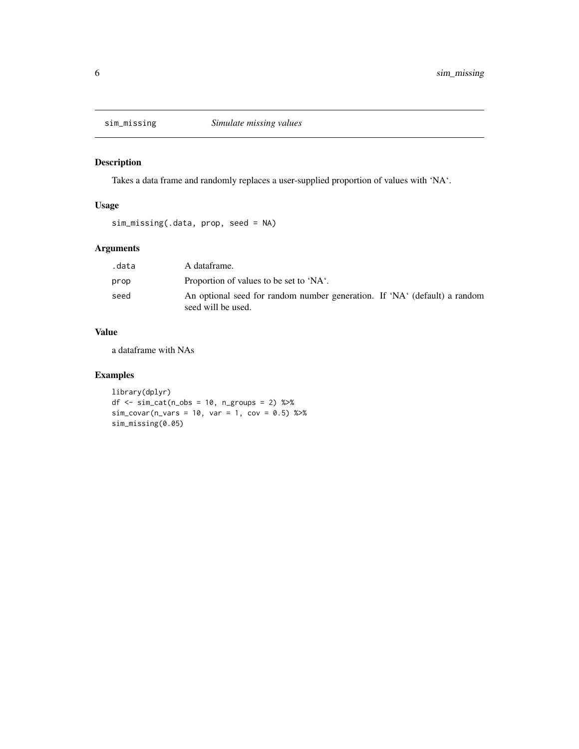# sim_missing — *Simulate missing values*

## Description

Takes a data frame and randomly replaces a user-supplied proportion of values with 'NA'.

## Usage

```
sim_missing(.data, prop, seed = NA)
```

## Arguments

| | |
|---|---|
| .data | A dataframe. |
| prop | Proportion of values to be set to 'NA'. |
| seed | An optional seed for random number generation. If 'NA' (default) a random seed will be used. |

## Value

a dataframe with NAs

## Examples

```
library(dplyr)
df <- sim_cat(n_obs = 10, n_groups = 2) %>%
sim_covar(n_vars = 10, var = 1, cov = 0.5) %>%
sim_missing(0.05)
```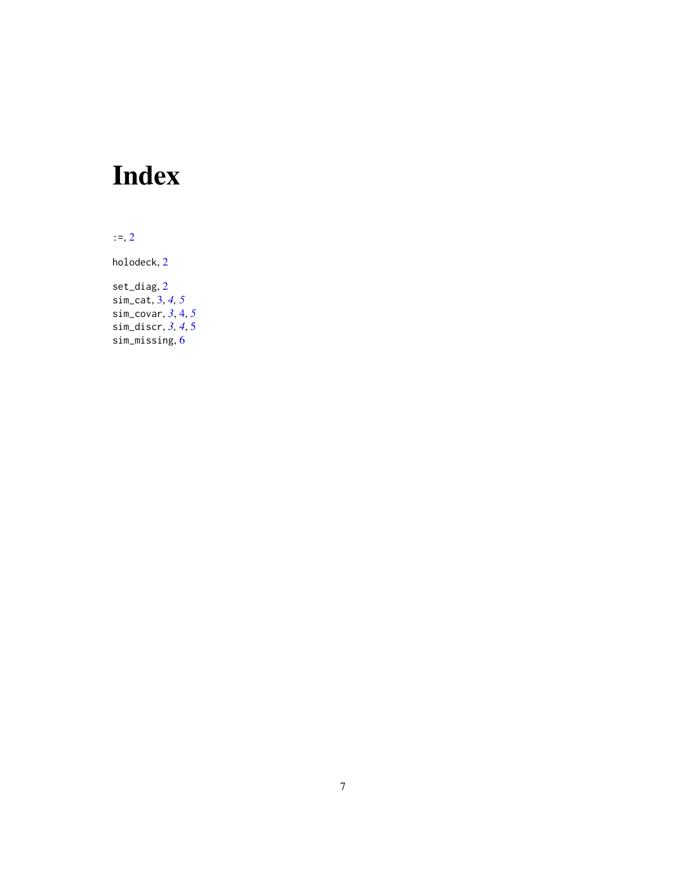# Index

:=, 2

holodeck, 2

set_diag, 2
sim_cat, 3, *4, 5*
sim_covar, *3*, 4, *5*
sim_discr, *3, 4*, 5
sim_missing, 6